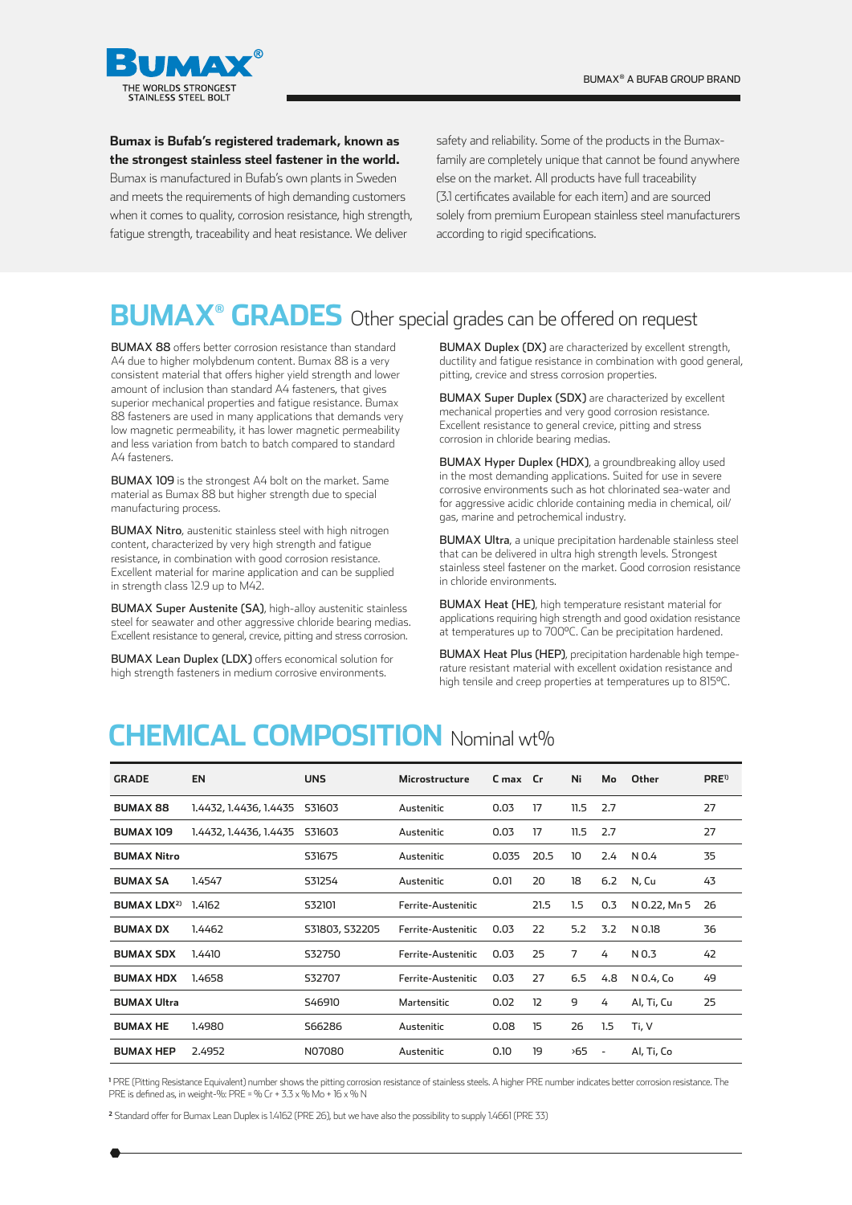BUMAX®
THE WORLDS STRONGEST STAINLESS STEEL BOLT

BUMAX® A BUFAB GROUP BRAND

**Bumax is Bufab's registered trademark, known as the strongest stainless steel fastener in the world.** Bumax is manufactured in Bufab's own plants in Sweden and meets the requirements of high demanding customers when it comes to quality, corrosion resistance, high strength, fatigue strength, traceability and heat resistance. We deliver safety and reliability. Some of the products in the Bumax-family are completely unique that cannot be found anywhere else on the market. All products have full traceability (3.1 certificates available for each item) and are sourced solely from premium European stainless steel manufacturers according to rigid specifications.

## BUMAX® GRADES Other special grades can be offered on request

BUMAX 88 offers better corrosion resistance than standard A4 due to higher molybdenum content. Bumax 88 is a very consistent material that offers higher yield strength and lower amount of inclusion than standard A4 fasteners, that gives superior mechanical properties and fatigue resistance. Bumax 88 fasteners are used in many applications that demands very low magnetic permeability, it has lower magnetic permeability and less variation from batch to batch compared to standard A4 fasteners.

BUMAX 109 is the strongest A4 bolt on the market. Same material as Bumax 88 but higher strength due to special manufacturing process.

BUMAX Nitro, austenitic stainless steel with high nitrogen content, characterized by very high strength and fatigue resistance, in combination with good corrosion resistance. Excellent material for marine application and can be supplied in strength class 12.9 up to M42.

BUMAX Super Austenite (SA), high-alloy austenitic stainless steel for seawater and other aggressive chloride bearing medias. Excellent resistance to general, crevice, pitting and stress corrosion.

BUMAX Lean Duplex (LDX) offers economical solution for high strength fasteners in medium corrosive environments.

BUMAX Duplex (DX) are characterized by excellent strength, ductility and fatigue resistance in combination with good general, pitting, crevice and stress corrosion properties.

BUMAX Super Duplex (SDX) are characterized by excellent mechanical properties and very good corrosion resistance. Excellent resistance to general crevice, pitting and stress corrosion in chloride bearing medias.

BUMAX Hyper Duplex (HDX), a groundbreaking alloy used in the most demanding applications. Suited for use in severe corrosive environments such as hot chlorinated sea-water and for aggressive acidic chloride containing media in chemical, oil/gas, marine and petrochemical industry.

BUMAX Ultra, a unique precipitation hardenable stainless steel that can be delivered in ultra high strength levels. Strongest stainless steel fastener on the market. Good corrosion resistance in chloride environments.

BUMAX Heat (HE), high temperature resistant material for applications requiring high strength and good oxidation resistance at temperatures up to 700°C. Can be precipitation hardened.

BUMAX Heat Plus (HEP), precipitation hardenable high temperature resistant material with excellent oxidation resistance and high tensile and creep properties at temperatures up to 815°C.

## CHEMICAL COMPOSITION Nominal wt%

| GRADE | EN | UNS | Microstructure | C max | Cr | Ni | Mo | Other | PRE[1] |
|---|---|---|---|---|---|---|---|---|---|
| **BUMAX 88** | 1.4432, 1.4436, 1.4435 | S31603 | Austenitic | 0.03 | 17 | 11.5 | 2.7 | | 27 |
| **BUMAX 109** | 1.4432, 1.4436, 1.4435 | S31603 | Austenitic | 0.03 | 17 | 11.5 | 2.7 | | 27 |
| **BUMAX Nitro** | | S31675 | Austenitic | 0.035 | 20.5 | 10 | 2.4 | N 0.4 | 35 |
| **BUMAX SA** | 1.4547 | S31254 | Austenitic | 0.01 | 20 | 18 | 6.2 | N, Cu | 43 |
| **BUMAX LDX[2]** | 1.4162 | S32101 | Ferrite-Austenitic | | 21.5 | 1.5 | 0.3 | N 0.22, Mn 5 | 26 |
| **BUMAX DX** | 1.4462 | S31803, S32205 | Ferrite-Austenitic | 0.03 | 22 | 5.2 | 3.2 | N 0.18 | 36 |
| **BUMAX SDX** | 1.4410 | S32750 | Ferrite-Austenitic | 0.03 | 25 | 7 | 4 | N 0.3 | 42 |
| **BUMAX HDX** | 1.4658 | S32707 | Ferrite-Austenitic | 0.03 | 27 | 6.5 | 4.8 | N 0.4, Co | 49 |
| **BUMAX Ultra** | | S46910 | Martensitic | 0.02 | 12 | 9 | 4 | Al, Ti, Cu | 25 |
| **BUMAX HE** | 1.4980 | S66286 | Austenitic | 0.08 | 15 | 26 | 1.5 | Ti, V | |
| **BUMAX HEP** | 2.4952 | N07080 | Austenitic | 0.10 | 19 | >65 | - | Al, Ti, Co | |

[1] PRE (Pitting Resistance Equivalent) number shows the pitting corrosion resistance of stainless steels. A higher PRE number indicates better corrosion resistance. The PRE is defined as, in weight-%: PRE = % Cr + 3.3 x % Mo + 16 x % N

[2] Standard offer for Bumax Lean Duplex is 1.4162 (PRE 26), but we have also the possibility to supply 1.4661 (PRE 33)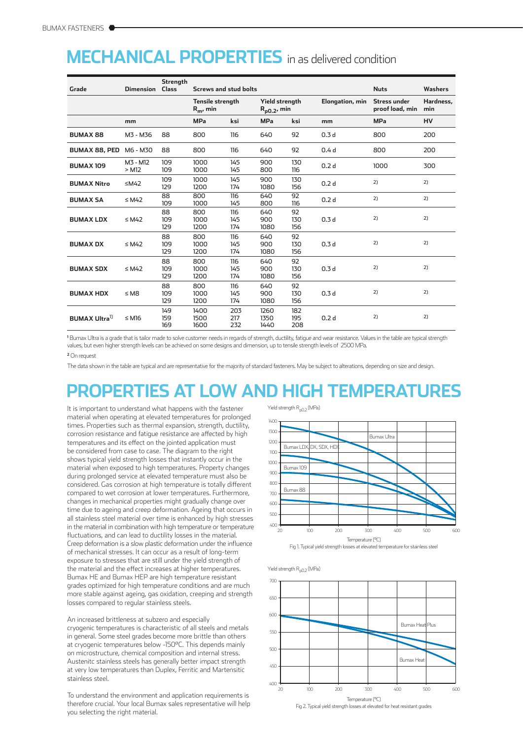# MECHANICAL PROPERTIES in as delivered condition

| Grade | Dimension | Strength Class | Screws and stud bolts | | | | | Nuts | Washers |
|---|---|---|---|---|---|---|---|---|---|
| | | | Tensile strength $R_m$, min | | Yield strength $R_{p0.2}$, min | | Elongation, min | Stress under proof load, min | Hardness, min |
| | mm | | MPa | ksi | MPa | ksi | mm | MPa | HV |
| **BUMAX 88** | M3 - M36 | 88 | 800 | 116 | 640 | 92 | 0.3 d | 800 | 200 |
| **BUMAX 88, PED** | M6 - M30 | 88 | 800 | 116 | 640 | 92 | 0.4 d | 800 | 200 |
| **BUMAX 109** | M3 - M12<br>> M12 | 109<br>109 | 1000<br>1000 | 145<br>145 | 900<br>800 | 130<br>116 | 0.2 d | 1000 | 300 |
| **BUMAX Nitro** | ≤M42 | 109<br>129 | 1000<br>1200 | 145<br>174 | 900<br>1080 | 130<br>156 | 0.2 d | 2) | 2) |
| **BUMAX SA** | ≤ M42 | 88<br>109 | 800<br>1000 | 116<br>145 | 640<br>800 | 92<br>116 | 0.2 d | 2) | 2) |
| **BUMAX LDX** | ≤ M42 | 88<br>109<br>129 | 800<br>1000<br>1200 | 116<br>145<br>174 | 640<br>900<br>1080 | 92<br>130<br>156 | 0.3 d | 2) | 2) |
| **BUMAX DX** | ≤ M42 | 88<br>109<br>129 | 800<br>1000<br>1200 | 116<br>145<br>174 | 640<br>900<br>1080 | 92<br>130<br>156 | 0.3 d | 2) | 2) |
| **BUMAX SDX** | ≤ M42 | 88<br>109<br>129 | 800<br>1000<br>1200 | 116<br>145<br>174 | 640<br>900<br>1080 | 92<br>130<br>156 | 0.3 d | 2) | 2) |
| **BUMAX HDX** | ≤ M8 | 88<br>109<br>129 | 800<br>1000<br>1200 | 116<br>145<br>174 | 640<br>900<br>1080 | 92<br>130<br>156 | 0.3 d | 2) | 2) |
| **BUMAX Ultra**[1] | ≤ M16 | 149<br>159<br>169 | 1400<br>1500<br>1600 | 203<br>217<br>232 | 1260<br>1350<br>1440 | 182<br>195<br>208 | 0.2 d | 2) | 2) |

[1] Bumax Ultra is a grade that is tailor made to solve customer needs in regards of strength, ductility, fatigue and wear resistance. Values in the table are typical strength values, but even higher strength levels can be achieved on some designs and dimension, up to tensile strength levels of 2500 MPa.

[2] On request

The data shown in the table are typical and are representative for the majority of standard fasteners. May be subject to alterations, depending on size and design.

# PROPERTIES AT LOW AND HIGH TEMPERATURES

It is important to understand what happens with the fastener material when operating at elevated temperatures for prolonged times. Properties such as thermal expansion, strength, ductility, corrosion resistance and fatigue resistance are affected by high temperatures and its effect on the jointed application must be considered from case to case. The diagram to the right shows typical yield strength losses that instantly occur in the material when exposed to high temperatures. Property changes during prolonged service at elevated temperature must also be considered. Gas corrosion at high temperature is totally different compared to wet corrosion at lower temperatures. Furthermore, changes in mechanical properties might gradually change over time due to ageing and creep deformation. Ageing that occurs in all stainless steel material over time is enhanced by high stresses in the material in combination with high temperature or temperature fluctuations, and can lead to ductility losses in the material. Creep deformation is a slow plastic deformation under the influence of mechanical stresses. It can occur as a result of long-term exposure to stresses that are still under the yield strength of the material and the effect increases at higher temperatures. Bumax HE and Bumax HEP are high temperature resistant grades optimized for high temperature conditions and are much more stable against ageing, gas oxidation, creeping and strength losses compared to regular stainless steels.

An increased brittleness at subzero and especially cryogenic temperatures is characteristic of all steels and metals in general. Some steel grades become more brittle than others at cryogenic temperatures below -150°C. This depends mainly on microstructure, chemical composition and internal stress. Austenitc stainless steels has generally better impact strength at very low temperatures than Duplex, Ferritic and Martensitic stainless steel.

To understand the environment and application requirements is therefore crucial. Your local Bumax sales representative will help you selecting the right material.

Fig 1. Typical yield strength losses at elevated temperature for stainless steel

Fig 2. Typical yield strength losses at elevated for heat resistant grades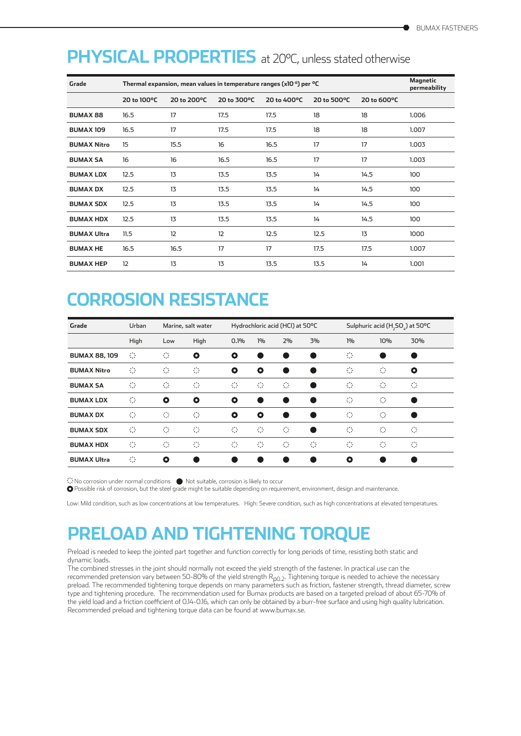# PHYSICAL PROPERTIES at 20°C, unless stated otherwise

| Grade | Thermal expansion, mean values in temperature ranges ($x10^{-6}$) per °C | | | | | | Magnetic permeability |
|---|---|---|---|---|---|---|---|
| | 20 to 100°C | 20 to 200°C | 20 to 300°C | 20 to 400°C | 20 to 500°C | 20 to 600°C | |
| **BUMAX 88** | 16.5 | 17 | 17.5 | 17.5 | 18 | 18 | 1.006 |
| **BUMAX 109** | 16.5 | 17 | 17.5 | 17.5 | 18 | 18 | 1.007 |
| **BUMAX Nitro** | 15 | 15.5 | 16 | 16.5 | 17 | 17 | 1.003 |
| **BUMAX SA** | 16 | 16 | 16.5 | 16.5 | 17 | 17 | 1.003 |
| **BUMAX LDX** | 12.5 | 13 | 13.5 | 13.5 | 14 | 14.5 | 100 |
| **BUMAX DX** | 12.5 | 13 | 13.5 | 13.5 | 14 | 14.5 | 100 |
| **BUMAX SDX** | 12.5 | 13 | 13.5 | 13.5 | 14 | 14.5 | 100 |
| **BUMAX HDX** | 12.5 | 13 | 13.5 | 13.5 | 14 | 14.5 | 100 |
| **BUMAX Ultra** | 11.5 | 12 | 12 | 12.5 | 12.5 | 13 | 1000 |
| **BUMAX HE** | 16.5 | 16.5 | 17 | 17 | 17.5 | 17.5 | 1.007 |
| **BUMAX HEP** | 12 | 13 | 13 | 13.5 | 13.5 | 14 | 1.001 |

# CORROSION RESISTANCE

| Grade | Urban | Marine, salt water | | Hydrochloric acid (HCl) at 50°C | | | | Sulphuric acid ($H_2SO_4$) at 50°C | | |
|---|---|---|---|---|---|---|---|---|---|---|
| | High | Low | High | 0.1% | 1% | 2% | 3% | 1% | 10% | 30% |
| **BUMAX 88, 109** | ◌ | ◌ | ◉ | ◉ | ● | ● | ● | ◌ | ● | ● |
| **BUMAX Nitro** | ◌ | ◌ | ◌ | ◉ | ◉ | ● | ● | ◌ | ◌ | ◉ |
| **BUMAX SA** | ◌ | ◌ | ◌ | ◌ | ◌ | ◌ | ● | ◌ | ◌ | ◌ |
| **BUMAX LDX** | ◌ | ◉ | ◉ | ◉ | ● | ● | ● | ◌ | ◌ | ● |
| **BUMAX DX** | ◌ | ◌ | ◌ | ◉ | ◉ | ● | ● | ◌ | ◌ | ● |
| **BUMAX SDX** | ◌ | ◌ | ◌ | ◌ | ◌ | ◌ | ● | ◌ | ◌ | ◌ |
| **BUMAX HDX** | ◌ | ◌ | ◌ | ◌ | ◌ | ◌ | ◌ | ◌ | ◌ | ◌ |
| **BUMAX Ultra** | ◌ | ◉ | ● | ● | ● | ● | ● | ◉ | ● | ● |

◌ No corrosion under normal conditions ● Not suitable, corrosion is likely to occur
◉ Possible risk of corrosion, but the steel grade might be suitable depending on requirement, environment, design and maintenance.

Low: Mild condition, such as low concentrations at low temperatures. High: Severe condition, such as high concentrations at elevated temperatures.

# PRELOAD AND TIGHTENING TORQUE

Preload is needed to keep the jointed part together and function correctly for long periods of time, resisting both static and dynamic loads.
The combined stresses in the joint should normally not exceed the yield strength of the fastener. In practical use can the recommended pretension vary between 50-80% of the yield strength $R_{p0.2}$. Tightening torque is needed to achieve the necessary preload. The recommended tightening torque depends on many parameters such as friction, fastener strength, thread diameter, screw type and tightening procedure. The recommendation used for Bumax products are based on a targeted preload of about 65-70% of the yield load and a friction coefficient of 0.14-0.16, which can only be obtained by a burr-free surface and using high quality lubrication.
Recommended preload and tightening torque data can be found at www.bumax.se.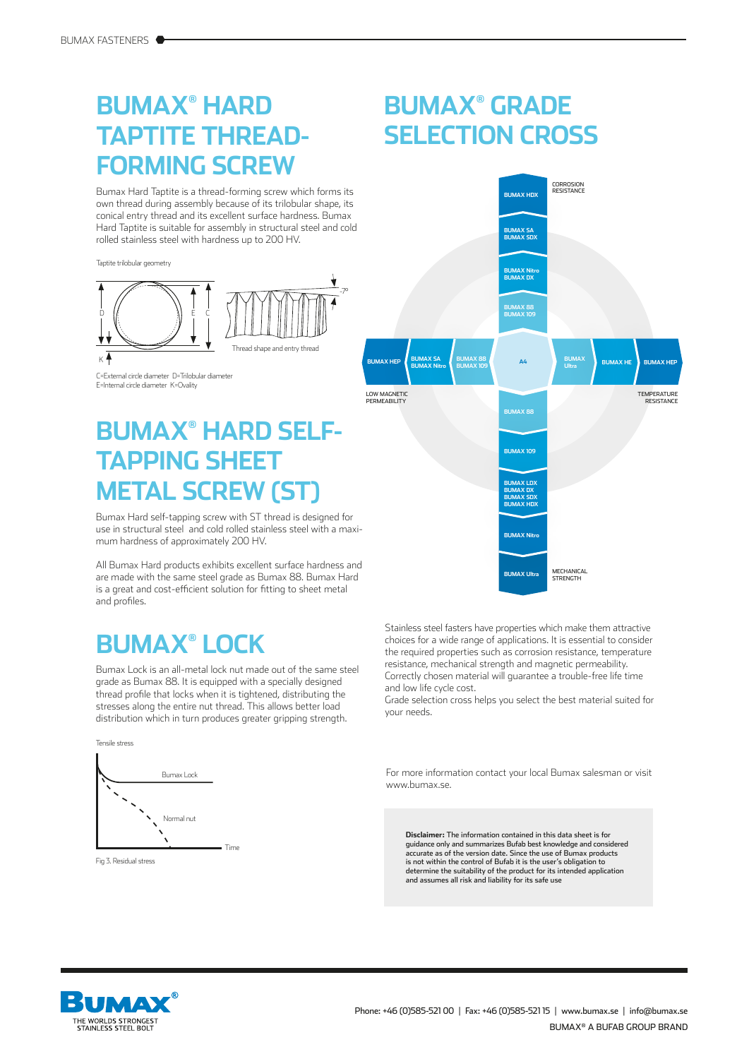# BUMAX® HARD TAPTITE THREAD-FORMING SCREW

Bumax Hard Taptite is a thread-forming screw which forms its own thread during assembly because of its trilobular shape, its conical entry thread and its excellent surface hardness. Bumax Hard Taptite is suitable for assembly in structural steel and cold rolled stainless steel with hardness up to 200 HV.

Taptite trilobular geometry

D
E
C
K
~7°
Thread shape and entry thread

C=External circle diameter D=Trilobular diameter
E=Internal circle diameter K=Ovality

# BUMAX® HARD SELF-TAPPING SHEET METAL SCREW (ST)

Bumax Hard self-tapping screw with ST thread is designed for use in structural steel and cold rolled stainless steel with a maximum hardness of approximately 200 HV.

All Bumax Hard products exhibits excellent surface hardness and are made with the same steel grade as Bumax 88. Bumax Hard is a great and cost-efficient solution for fitting to sheet metal and profiles.

# BUMAX® LOCK

Bumax Lock is an all-metal lock nut made out of the same steel grade as Bumax 88. It is equipped with a specially designed thread profile that locks when it is tightened, distributing the stresses along the entire nut thread. This allows better load distribution which in turn produces greater gripping strength.

Tensile stress

Bumax Lock

Normal nut

Time

Fig 3. Residual stress

# BUMAX® GRADE SELECTION CROSS

CORROSION RESISTANCE

BUMAX HDX

BUMAX SA
BUMAX SDX

BUMAX Nitro
BUMAX DX

BUMAX 88
BUMAX 109

LOW MAGNETIC PERMEABILITY

BUMAX HEP

BUMAX SA
BUMAX Nitro

BUMAX 88
BUMAX 109

A4

BUMAX Ultra

BUMAX HE

BUMAX HEP

TEMPERATURE RESISTANCE

BUMAX 88

BUMAX 109

BUMAX LDX
BUMAX DX
BUMAX SDX
BUMAX HDX

BUMAX Nitro

BUMAX Ultra

MECHANICAL STRENGTH

Stainless steel fasters have properties which make them attractive choices for a wide range of applications. It is essential to consider the required properties such as corrosion resistance, temperature resistance, mechanical strength and magnetic permeability. Correctly chosen material will guarantee a trouble-free life time and low life cycle cost.
Grade selection cross helps you select the best material suited for your needs.

For more information contact your local Bumax salesman or visit www.bumax.se.

**Disclaimer:** The information contained in this data sheet is for guidance only and summarizes Bufab best knowledge and considered accurate as of the version date. Since the use of Bumax products is not within the control of Bufab it is the user's obligation to determine the suitability of the product for its intended application and assumes all risk and liability for its safe use

BUMAX® THE WORLDS STRONGEST STAINLESS STEEL BOLT

Phone: +46 (0)585-521 00 | Fax: +46 (0)585-521 15 | www.bumax.se | info@bumax.se

BUMAX® A BUFAB GROUP BRAND